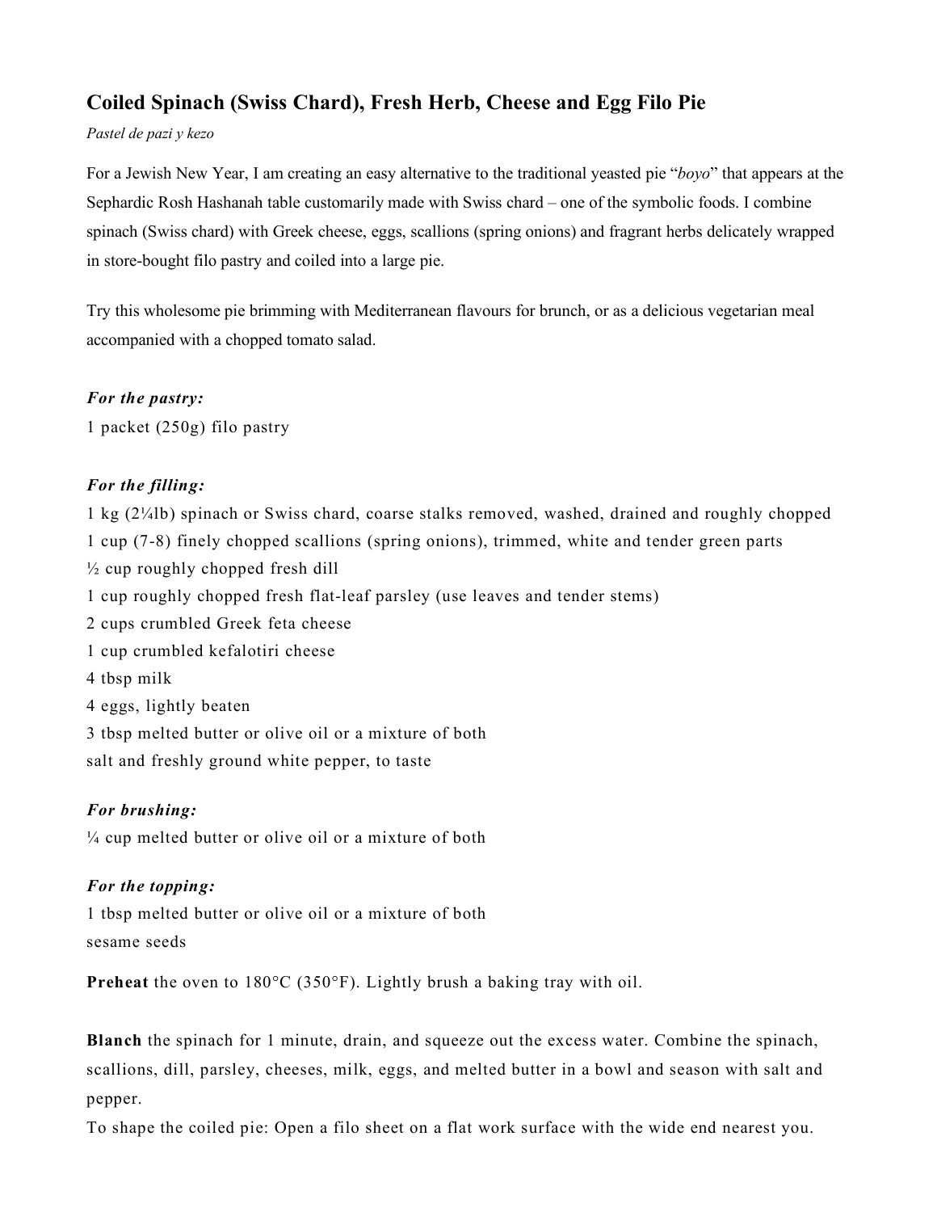## Coiled Spinach (Swiss Chard), Fresh Herb, Cheese and Egg Filo Pie

*Pastel de pazi y kezo*

For a Jewish New Year, I am creating an easy alternative to the traditional yeasted pie "*boyo*" that appears at the Sephardic Rosh Hashanah table customarily made with Swiss chard – one of the symbolic foods. I combine spinach (Swiss chard) with Greek cheese, eggs, scallions (spring onions) and fragrant herbs delicately wrapped in store-bought filo pastry and coiled into a large pie.

Try this wholesome pie brimming with Mediterranean flavours for brunch, or as a delicious vegetarian meal accompanied with a chopped tomato salad.

***For the pastry:***

1 packet (250g) filo pastry

***For the filling:***

1 kg (2¼lb) spinach or Swiss chard, coarse stalks removed, washed, drained and roughly chopped
1 cup (7-8) finely chopped scallions (spring onions), trimmed, white and tender green parts
½ cup roughly chopped fresh dill
1 cup roughly chopped fresh flat-leaf parsley (use leaves and tender stems)
2 cups crumbled Greek feta cheese
1 cup crumbled kefalotiri cheese
4 tbsp milk
4 eggs, lightly beaten
3 tbsp melted butter or olive oil or a mixture of both
salt and freshly ground white pepper, to taste

***For brushing:***

¼ cup melted butter or olive oil or a mixture of both

***For the topping:***

1 tbsp melted butter or olive oil or a mixture of both
sesame seeds

**Preheat** the oven to 180°C (350°F). Lightly brush a baking tray with oil.

**Blanch** the spinach for 1 minute, drain, and squeeze out the excess water. Combine the spinach, scallions, dill, parsley, cheeses, milk, eggs, and melted butter in a bowl and season with salt and pepper.

To shape the coiled pie: Open a filo sheet on a flat work surface with the wide end nearest you.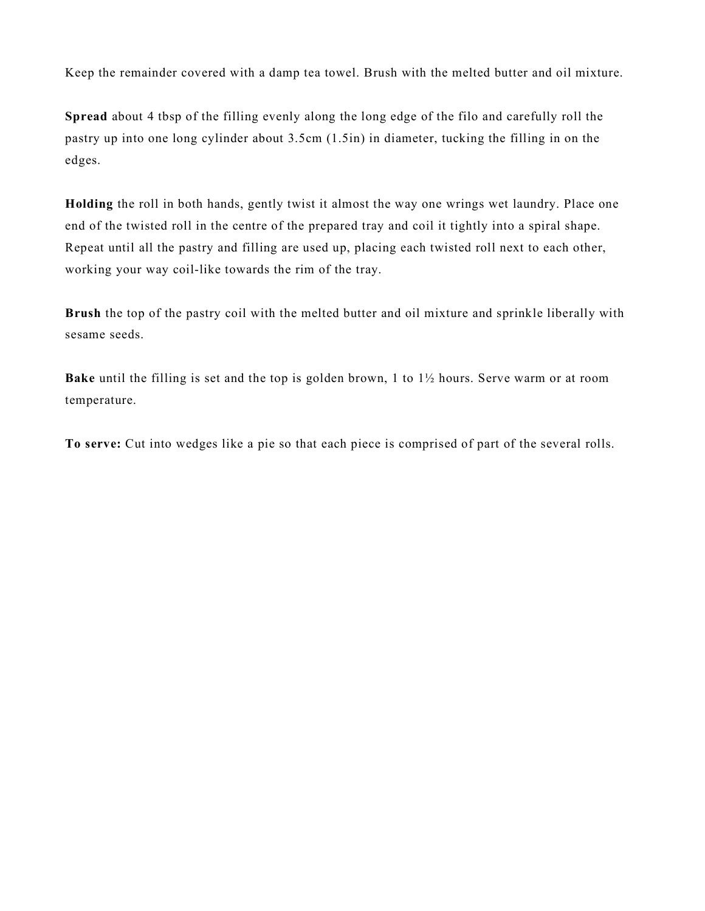Keep the remainder covered with a damp tea towel. Brush with the melted butter and oil mixture.

**Spread** about 4 tbsp of the filling evenly along the long edge of the filo and carefully roll the pastry up into one long cylinder about 3.5cm (1.5in) in diameter, tucking the filling in on the edges.

**Holding** the roll in both hands, gently twist it almost the way one wrings wet laundry. Place one end of the twisted roll in the centre of the prepared tray and coil it tightly into a spiral shape. Repeat until all the pastry and filling are used up, placing each twisted roll next to each other, working your way coil-like towards the rim of the tray.

**Brush** the top of the pastry coil with the melted butter and oil mixture and sprinkle liberally with sesame seeds.

**Bake** until the filling is set and the top is golden brown, 1 to 1½ hours. Serve warm or at room temperature.

**To serve:** Cut into wedges like a pie so that each piece is comprised of part of the several rolls.